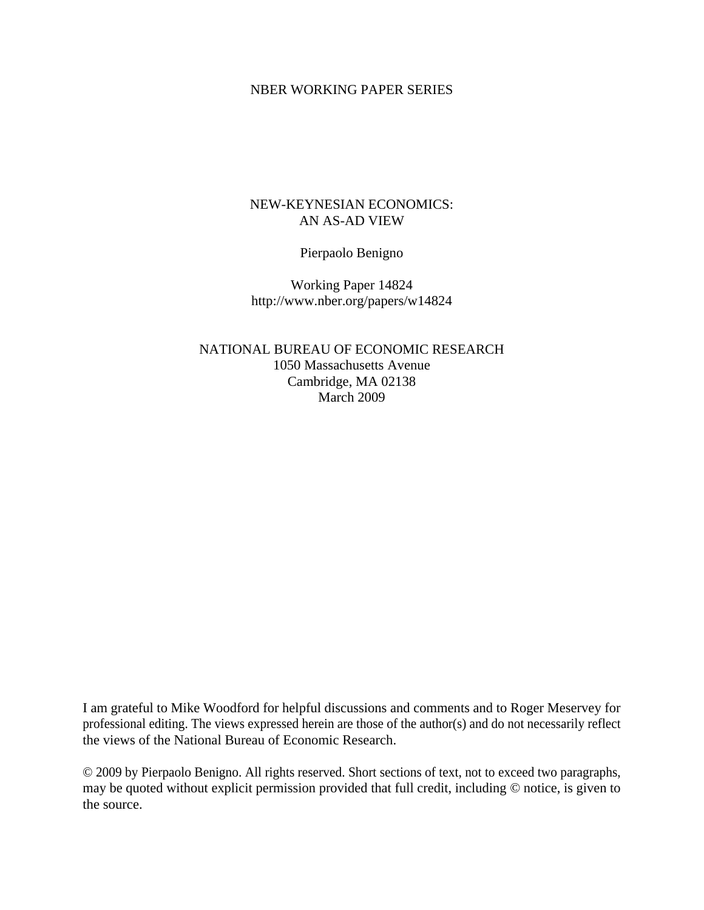NBER WORKING PAPER SERIES

# NEW-KEYNESIAN ECONOMICS: AN AS-AD VIEW

Pierpaolo Benigno

Working Paper 14824
http://www.nber.org/papers/w14824

NATIONAL BUREAU OF ECONOMIC RESEARCH
1050 Massachusetts Avenue
Cambridge, MA 02138
March 2009

I am grateful to Mike Woodford for helpful discussions and comments and to Roger Meservey for professional editing. The views expressed herein are those of the author(s) and do not necessarily reflect the views of the National Bureau of Economic Research.

© 2009 by Pierpaolo Benigno. All rights reserved. Short sections of text, not to exceed two paragraphs, may be quoted without explicit permission provided that full credit, including © notice, is given to the source.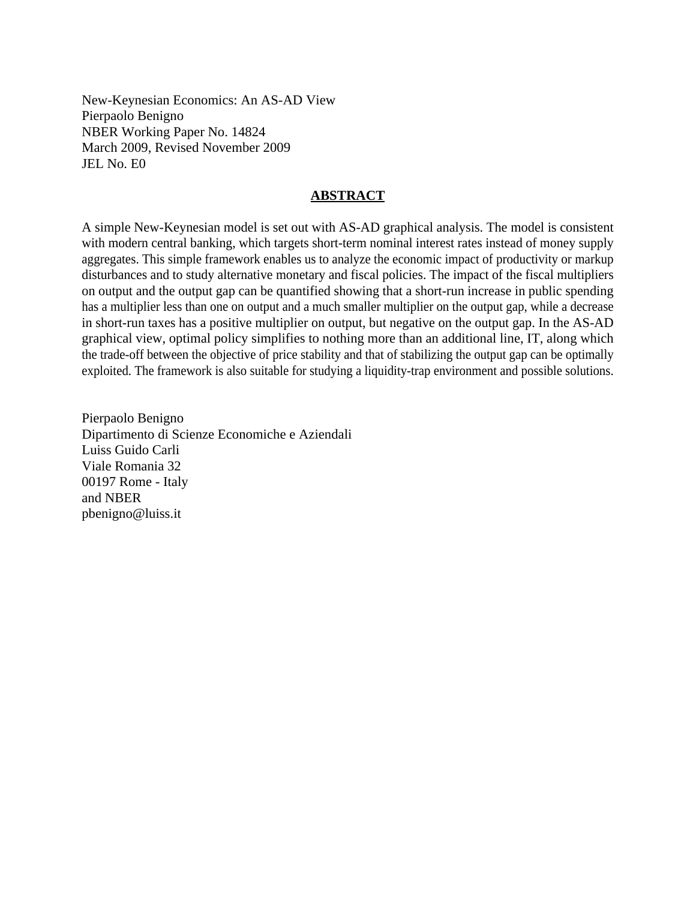New-Keynesian Economics: An AS-AD View
Pierpaolo Benigno
NBER Working Paper No. 14824
March 2009, Revised November 2009
JEL No. E0

## ABSTRACT

A simple New-Keynesian model is set out with AS-AD graphical analysis. The model is consistent with modern central banking, which targets short-term nominal interest rates instead of money supply aggregates. This simple framework enables us to analyze the economic impact of productivity or markup disturbances and to study alternative monetary and fiscal policies. The impact of the fiscal multipliers on output and the output gap can be quantified showing that a short-run increase in public spending has a multiplier less than one on output and a much smaller multiplier on the output gap, while a decrease in short-run taxes has a positive multiplier on output, but negative on the output gap. In the AS-AD graphical view, optimal policy simplifies to nothing more than an additional line, IT, along which the trade-off between the objective of price stability and that of stabilizing the output gap can be optimally exploited. The framework is also suitable for studying a liquidity-trap environment and possible solutions.

Pierpaolo Benigno
Dipartimento di Scienze Economiche e Aziendali
Luiss Guido Carli
Viale Romania 32
00197 Rome - Italy
and NBER
pbenigno@luiss.it